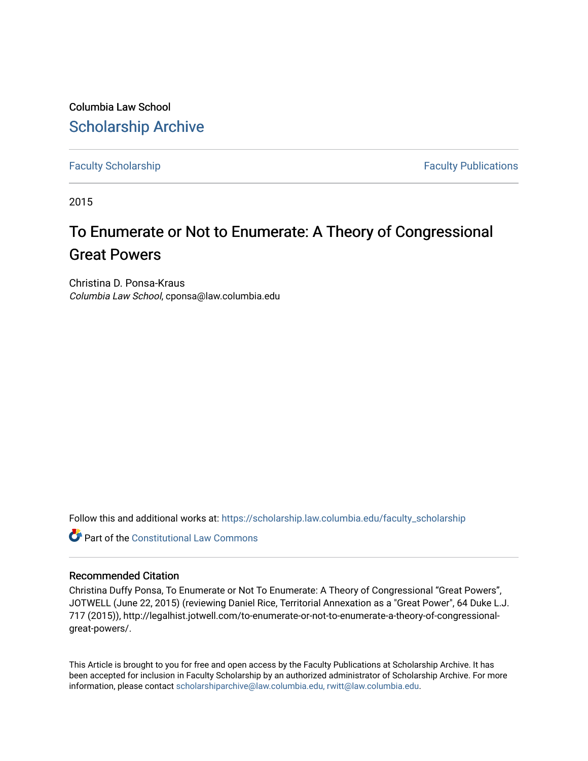Columbia Law School

# Scholarship Archive

Faculty Scholarship | Faculty Publications

2015

# To Enumerate or Not to Enumerate: A Theory of Congressional Great Powers

Christina D. Ponsa-Kraus
*Columbia Law School*, cponsa@law.columbia.edu

Follow this and additional works at: https://scholarship.law.columbia.edu/faculty_scholarship

Part of the Constitutional Law Commons

### Recommended Citation

Christina Duffy Ponsa, To Enumerate or Not To Enumerate: A Theory of Congressional "Great Powers", JOTWELL (June 22, 2015) (reviewing Daniel Rice, Territorial Annexation as a "Great Power", 64 Duke L.J. 717 (2015)), http://legalhist.jotwell.com/to-enumerate-or-not-to-enumerate-a-theory-of-congressional-great-powers/.

This Article is brought to you for free and open access by the Faculty Publications at Scholarship Archive. It has been accepted for inclusion in Faculty Scholarship by an authorized administrator of Scholarship Archive. For more information, please contact scholarshiparchive@law.columbia.edu, rwitt@law.columbia.edu.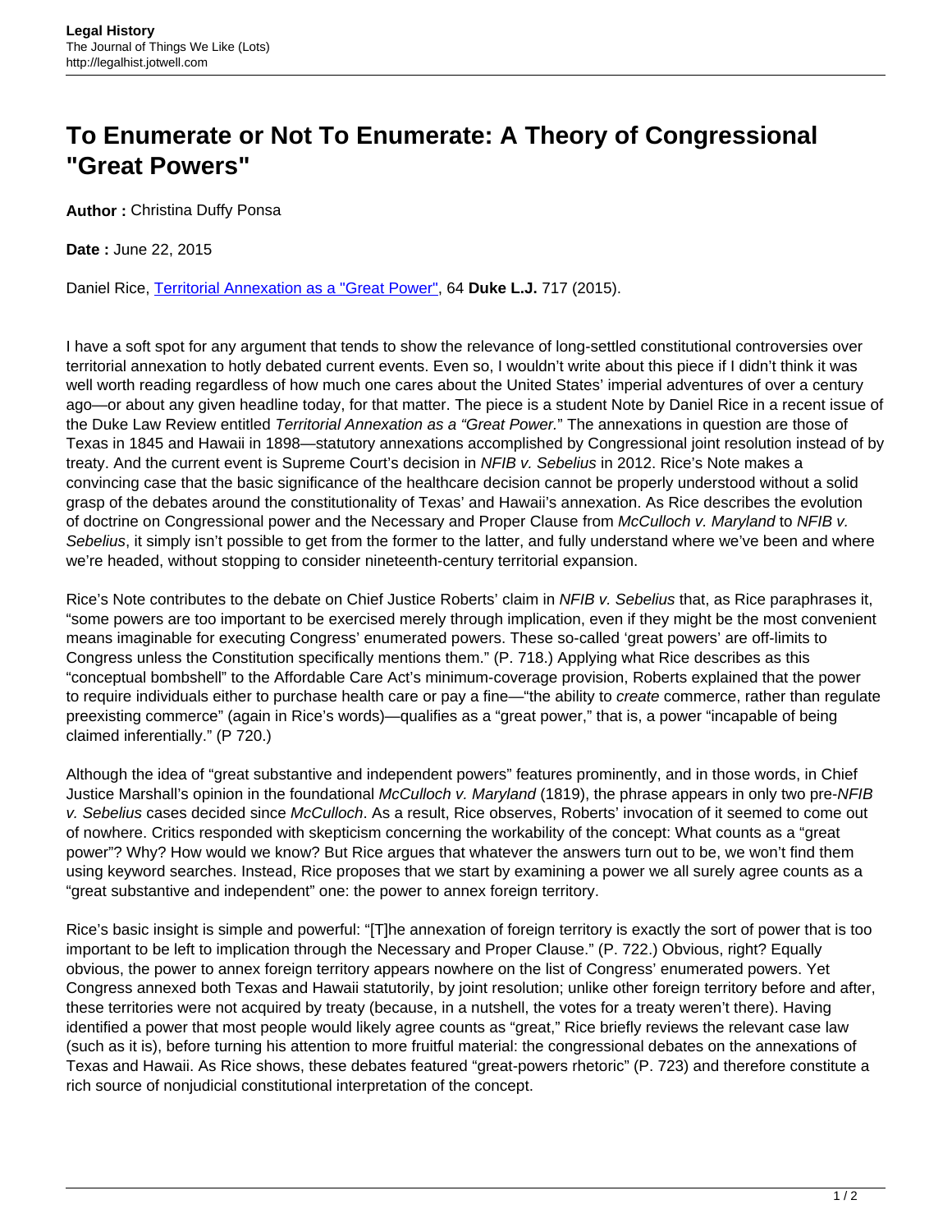# To Enumerate or Not To Enumerate: A Theory of Congressional "Great Powers"

**Author :** Christina Duffy Ponsa

**Date :** June 22, 2015

Daniel Rice, [Territorial Annexation as a "Great Power"](), 64 **Duke L.J.** 717 (2015).

I have a soft spot for any argument that tends to show the relevance of long-settled constitutional controversies over territorial annexation to hotly debated current events. Even so, I wouldn't write about this piece if I didn't think it was well worth reading regardless of how much one cares about the United States' imperial adventures of over a century ago—or about any given headline today, for that matter. The piece is a student Note by Daniel Rice in a recent issue of the Duke Law Review entitled *Territorial Annexation as a "Great Power.*" The annexations in question are those of Texas in 1845 and Hawaii in 1898—statutory annexations accomplished by Congressional joint resolution instead of by treaty. And the current event is Supreme Court's decision in *NFIB v. Sebelius* in 2012. Rice's Note makes a convincing case that the basic significance of the healthcare decision cannot be properly understood without a solid grasp of the debates around the constitutionality of Texas' and Hawaii's annexation. As Rice describes the evolution of doctrine on Congressional power and the Necessary and Proper Clause from *McCulloch v. Maryland* to *NFIB v. Sebelius*, it simply isn't possible to get from the former to the latter, and fully understand where we've been and where we're headed, without stopping to consider nineteenth-century territorial expansion.

Rice's Note contributes to the debate on Chief Justice Roberts' claim in *NFIB v. Sebelius* that, as Rice paraphrases it, "some powers are too important to be exercised merely through implication, even if they might be the most convenient means imaginable for executing Congress' enumerated powers. These so-called 'great powers' are off-limits to Congress unless the Constitution specifically mentions them." (P. 718.) Applying what Rice describes as this "conceptual bombshell" to the Affordable Care Act's minimum-coverage provision, Roberts explained that the power to require individuals either to purchase health care or pay a fine—"the ability to *create* commerce, rather than regulate preexisting commerce" (again in Rice's words)—qualifies as a "great power," that is, a power "incapable of being claimed inferentially." (P 720.)

Although the idea of "great substantive and independent powers" features prominently, and in those words, in Chief Justice Marshall's opinion in the foundational *McCulloch v. Maryland* (1819), the phrase appears in only two pre-*NFIB v. Sebelius* cases decided since *McCulloch*. As a result, Rice observes, Roberts' invocation of it seemed to come out of nowhere. Critics responded with skepticism concerning the workability of the concept: What counts as a "great power"? Why? How would we know? But Rice argues that whatever the answers turn out to be, we won't find them using keyword searches. Instead, Rice proposes that we start by examining a power we all surely agree counts as a "great substantive and independent" one: the power to annex foreign territory.

Rice's basic insight is simple and powerful: "[T]he annexation of foreign territory is exactly the sort of power that is too important to be left to implication through the Necessary and Proper Clause." (P. 722.) Obvious, right? Equally obvious, the power to annex foreign territory appears nowhere on the list of Congress' enumerated powers. Yet Congress annexed both Texas and Hawaii statutorily, by joint resolution; unlike other foreign territory before and after, these territories were not acquired by treaty (because, in a nutshell, the votes for a treaty weren't there). Having identified a power that most people would likely agree counts as "great," Rice briefly reviews the relevant case law (such as it is), before turning his attention to more fruitful material: the congressional debates on the annexations of Texas and Hawaii. As Rice shows, these debates featured "great-powers rhetoric" (P. 723) and therefore constitute a rich source of nonjudicial constitutional interpretation of the concept.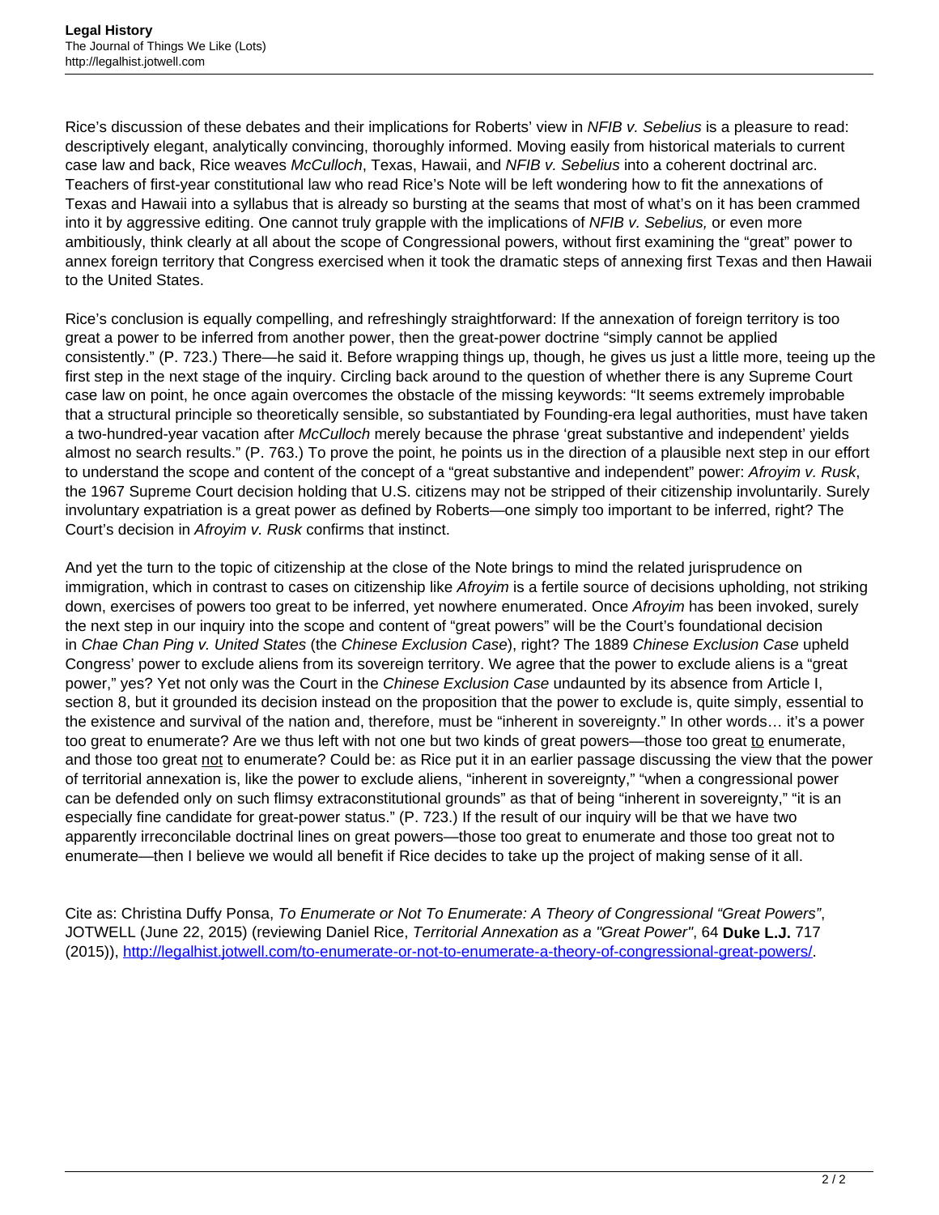Rice's discussion of these debates and their implications for Roberts' view in *NFIB v. Sebelius* is a pleasure to read: descriptively elegant, analytically convincing, thoroughly informed. Moving easily from historical materials to current case law and back, Rice weaves *McCulloch*, Texas, Hawaii, and *NFIB v. Sebelius* into a coherent doctrinal arc. Teachers of first-year constitutional law who read Rice's Note will be left wondering how to fit the annexations of Texas and Hawaii into a syllabus that is already so bursting at the seams that most of what's on it has been crammed into it by aggressive editing. One cannot truly grapple with the implications of *NFIB v. Sebelius,* or even more ambitiously, think clearly at all about the scope of Congressional powers, without first examining the "great" power to annex foreign territory that Congress exercised when it took the dramatic steps of annexing first Texas and then Hawaii to the United States.

Rice's conclusion is equally compelling, and refreshingly straightforward: If the annexation of foreign territory is too great a power to be inferred from another power, then the great-power doctrine "simply cannot be applied consistently." (P. 723.) There—he said it. Before wrapping things up, though, he gives us just a little more, teeing up the first step in the next stage of the inquiry. Circling back around to the question of whether there is any Supreme Court case law on point, he once again overcomes the obstacle of the missing keywords: "It seems extremely improbable that a structural principle so theoretically sensible, so substantiated by Founding-era legal authorities, must have taken a two-hundred-year vacation after *McCulloch* merely because the phrase 'great substantive and independent' yields almost no search results." (P. 763.) To prove the point, he points us in the direction of a plausible next step in our effort to understand the scope and content of the concept of a "great substantive and independent" power: *Afroyim v. Rusk*, the 1967 Supreme Court decision holding that U.S. citizens may not be stripped of their citizenship involuntarily. Surely involuntary expatriation is a great power as defined by Roberts—one simply too important to be inferred, right? The Court's decision in *Afroyim v. Rusk* confirms that instinct.

And yet the turn to the topic of citizenship at the close of the Note brings to mind the related jurisprudence on immigration, which in contrast to cases on citizenship like *Afroyim* is a fertile source of decisions upholding, not striking down, exercises of powers too great to be inferred, yet nowhere enumerated. Once *Afroyim* has been invoked, surely the next step in our inquiry into the scope and content of "great powers" will be the Court's foundational decision in *Chae Chan Ping v. United States* (the *Chinese Exclusion Case*), right? The 1889 *Chinese Exclusion Case* upheld Congress' power to exclude aliens from its sovereign territory. We agree that the power to exclude aliens is a "great power," yes? Yet not only was the Court in the *Chinese Exclusion Case* undaunted by its absence from Article I, section 8, but it grounded its decision instead on the proposition that the power to exclude is, quite simply, essential to the existence and survival of the nation and, therefore, must be "inherent in sovereignty." In other words… it's a power too great to enumerate? Are we thus left with not one but two kinds of great powers—those too great <u>to</u> enumerate, and those too great <u>not</u> to enumerate? Could be: as Rice put it in an earlier passage discussing the view that the power of territorial annexation is, like the power to exclude aliens, "inherent in sovereignty," "when a congressional power can be defended only on such flimsy extraconstitutional grounds" as that of being "inherent in sovereignty," "it is an especially fine candidate for great-power status." (P. 723.) If the result of our inquiry will be that we have two apparently irreconcilable doctrinal lines on great powers—those too great to enumerate and those too great not to enumerate—then I believe we would all benefit if Rice decides to take up the project of making sense of it all.

Cite as: Christina Duffy Ponsa, *To Enumerate or Not To Enumerate: A Theory of Congressional "Great Powers"*, JOTWELL (June 22, 2015) (reviewing Daniel Rice, *Territorial Annexation as a "Great Power"*, 64 **Duke L.J.** 717 (2015)), [http://legalhist.jotwell.com/to-enumerate-or-not-to-enumerate-a-theory-of-congressional-great-powers/](http://legalhist.jotwell.com/to-enumerate-or-not-to-enumerate-a-theory-of-congressional-great-powers/).